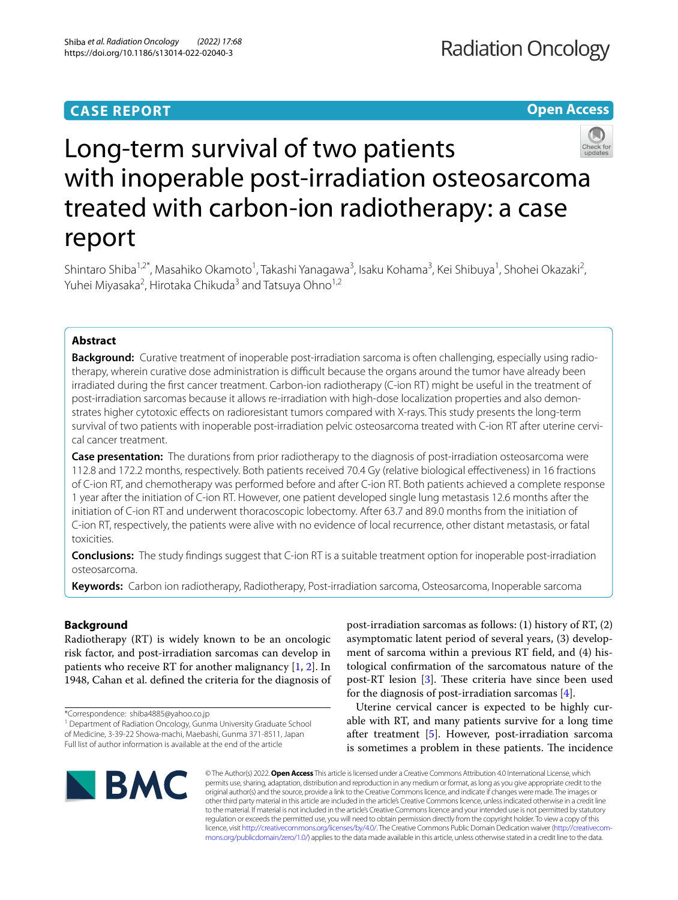**CASE REPORT** **Open Access**

# Long-term survival of two patients with inoperable post-irradiation osteosarcoma treated with carbon-ion radiotherapy: a case report

Shintaro Shiba[1,2*], Masahiko Okamoto[1], Takashi Yanagawa[3], Isaku Kohama[3], Kei Shibuya[1], Shohei Okazaki[2], Yuhei Miyasaka[2], Hirotaka Chikuda[3] and Tatsuya Ohno[1,2]

## Abstract

**Background:** Curative treatment of inoperable post-irradiation sarcoma is often challenging, especially using radiotherapy, wherein curative dose administration is difficult because the organs around the tumor have already been irradiated during the first cancer treatment. Carbon-ion radiotherapy (C-ion RT) might be useful in the treatment of post-irradiation sarcomas because it allows re-irradiation with high-dose localization properties and also demonstrates higher cytotoxic effects on radioresistant tumors compared with X-rays. This study presents the long-term survival of two patients with inoperable post-irradiation pelvic osteosarcoma treated with C-ion RT after uterine cervical cancer treatment.

**Case presentation:** The durations from prior radiotherapy to the diagnosis of post-irradiation osteosarcoma were 112.8 and 172.2 months, respectively. Both patients received 70.4 Gy (relative biological effectiveness) in 16 fractions of C-ion RT, and chemotherapy was performed before and after C-ion RT. Both patients achieved a complete response 1 year after the initiation of C-ion RT. However, one patient developed single lung metastasis 12.6 months after the initiation of C-ion RT and underwent thoracoscopic lobectomy. After 63.7 and 89.0 months from the initiation of C-ion RT, respectively, the patients were alive with no evidence of local recurrence, other distant metastasis, or fatal toxicities.

**Conclusions:** The study findings suggest that C-ion RT is a suitable treatment option for inoperable post-irradiation osteosarcoma.

**Keywords:** Carbon ion radiotherapy, Radiotherapy, Post-irradiation sarcoma, Osteosarcoma, Inoperable sarcoma

## Background

Radiotherapy (RT) is widely known to be an oncologic risk factor, and post-irradiation sarcomas can develop in patients who receive RT for another malignancy [1, 2]. In 1948, Cahan et al. defined the criteria for the diagnosis of post-irradiation sarcomas as follows: (1) history of RT, (2) asymptomatic latent period of several years, (3) development of sarcoma within a previous RT field, and (4) histological confirmation of the sarcomatous nature of the post-RT lesion [3]. These criteria have since been used for the diagnosis of post-irradiation sarcomas [4].

Uterine cervical cancer is expected to be highly curable with RT, and many patients survive for a long time after treatment [5]. However, post-irradiation sarcoma is sometimes a problem in these patients. The incidence

*Correspondence: shiba4885@yahoo.co.jp

[1] Department of Radiation Oncology, Gunma University Graduate School of Medicine, 3-39-22 Showa-machi, Maebashi, Gunma 371-8511, Japan

Full list of author information is available at the end of the article

© The Author(s) 2022. **Open Access** This article is licensed under a Creative Commons Attribution 4.0 International License, which permits use, sharing, adaptation, distribution and reproduction in any medium or format, as long as you give appropriate credit to the original author(s) and the source, provide a link to the Creative Commons licence, and indicate if changes were made. The images or other third party material in this article are included in the article's Creative Commons licence, unless indicated otherwise in a credit line to the material. If material is not included in the article's Creative Commons licence and your intended use is not permitted by statutory regulation or exceeds the permitted use, you will need to obtain permission directly from the copyright holder. To view a copy of this licence, visit http://creativecommons.org/licenses/by/4.0/. The Creative Commons Public Domain Dedication waiver (http://creativecommons.org/publicdomain/zero/1.0/) applies to the data made available in this article, unless otherwise stated in a credit line to the data.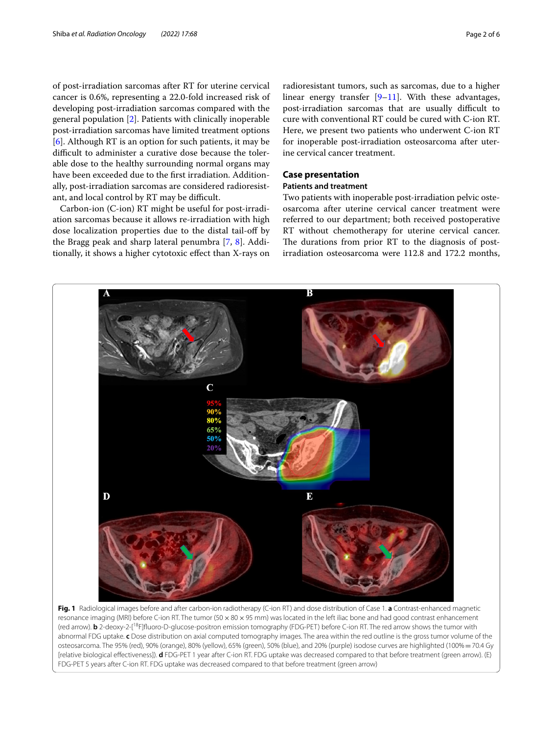of post-irradiation sarcomas after RT for uterine cervical cancer is 0.6%, representing a 22.0-fold increased risk of developing post-irradiation sarcomas compared with the general population [2]. Patients with clinically inoperable post-irradiation sarcomas have limited treatment options [6]. Although RT is an option for such patients, it may be difficult to administer a curative dose because the tolerable dose to the healthy surrounding normal organs may have been exceeded due to the first irradiation. Additionally, post-irradiation sarcomas are considered radioresistant, and local control by RT may be difficult.

Carbon-ion (C-ion) RT might be useful for post-irradiation sarcomas because it allows re-irradiation with high dose localization properties due to the distal tail-off by the Bragg peak and sharp lateral penumbra [7, 8]. Additionally, it shows a higher cytotoxic effect than X-rays on radioresistant tumors, such as sarcomas, due to a higher linear energy transfer [9–11]. With these advantages, post-irradiation sarcomas that are usually difficult to cure with conventional RT could be cured with C-ion RT. Here, we present two patients who underwent C-ion RT for inoperable post-irradiation osteosarcoma after uterine cervical cancer treatment.

## Case presentation

### Patients and treatment

Two patients with inoperable post-irradiation pelvic osteosarcoma after uterine cervical cancer treatment were referred to our department; both received postoperative RT without chemotherapy for uterine cervical cancer. The durations from prior RT to the diagnosis of post-irradiation osteosarcoma were 112.8 and 172.2 months,

**Fig. 1** Radiological images before and after carbon-ion radiotherapy (C-ion RT) and dose distribution of Case 1. **a** Contrast-enhanced magnetic resonance imaging (MRI) before C-ion RT. The tumor (50 × 80 × 95 mm) was located in the left iliac bone and had good contrast enhancement (red arrow). **b** 2-deoxy-2-[[18]F]fluoro-D-glucose-positron emission tomography (FDG-PET) before C-ion RT. The red arrow shows the tumor with abnormal FDG uptake. **c** Dose distribution on axial computed tomography images. The area within the red outline is the gross tumor volume of the osteosarcoma. The 95% (red), 90% (orange), 80% (yellow), 65% (green), 50% (blue), and 20% (purple) isodose curves are highlighted (100% = 70.4 Gy [relative biological effectiveness]). **d** FDG-PET 1 year after C-ion RT. FDG uptake was decreased compared to that before treatment (green arrow). (E) FDG-PET 5 years after C-ion RT. FDG uptake was decreased compared to that before treatment (green arrow)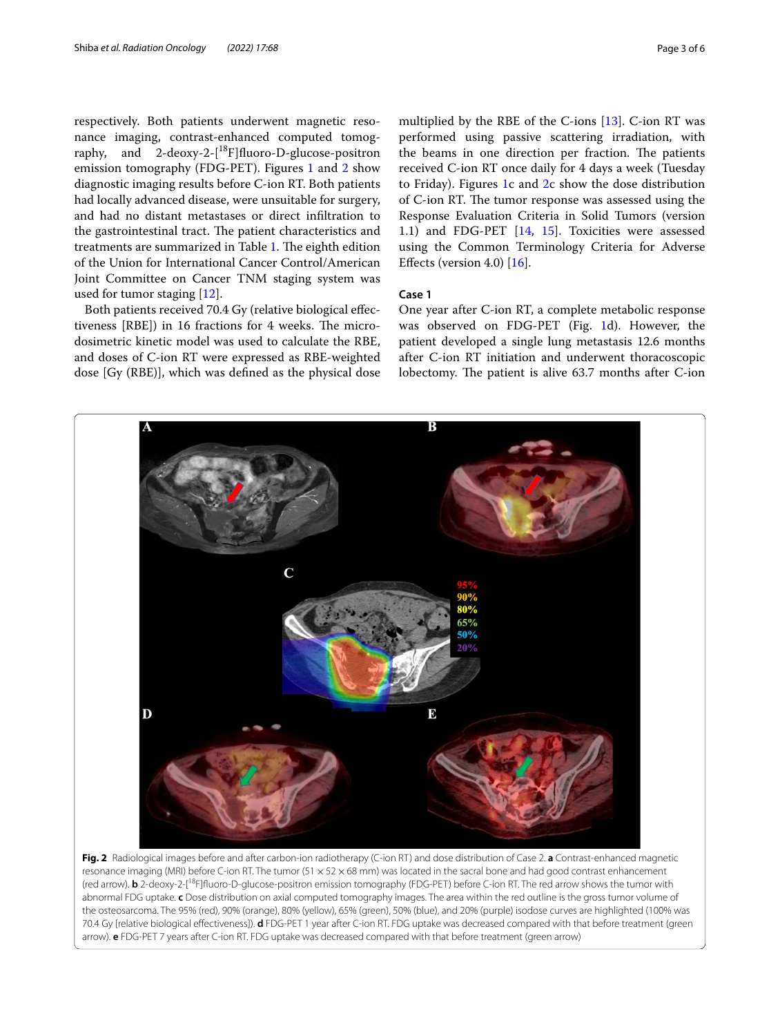respectively. Both patients underwent magnetic resonance imaging, contrast-enhanced computed tomography, and 2-deoxy-2-[$^{18}$F]fluoro-D-glucose-positron emission tomography (FDG-PET). Figures 1 and 2 show diagnostic imaging results before C-ion RT. Both patients had locally advanced disease, were unsuitable for surgery, and had no distant metastases or direct infiltration to the gastrointestinal tract. The patient characteristics and treatments are summarized in Table 1. The eighth edition of the Union for International Cancer Control/American Joint Committee on Cancer TNM staging system was used for tumor staging [12].

Both patients received 70.4 Gy (relative biological effectiveness [RBE]) in 16 fractions for 4 weeks. The microdosimetric kinetic model was used to calculate the RBE, and doses of C-ion RT were expressed as RBE-weighted dose [Gy (RBE)], which was defined as the physical dose multiplied by the RBE of the C-ions [13]. C-ion RT was performed using passive scattering irradiation, with the beams in one direction per fraction. The patients received C-ion RT once daily for 4 days a week (Tuesday to Friday). Figures 1c and 2c show the dose distribution of C-ion RT. The tumor response was assessed using the Response Evaluation Criteria in Solid Tumors (version 1.1) and FDG-PET [14, 15]. Toxicities were assessed using the Common Terminology Criteria for Adverse Effects (version 4.0) [16].

### Case 1

One year after C-ion RT, a complete metabolic response was observed on FDG-PET (Fig. 1d). However, the patient developed a single lung metastasis 12.6 months after C-ion RT initiation and underwent thoracoscopic lobectomy. The patient is alive 63.7 months after C-ion

**Fig. 2** Radiological images before and after carbon-ion radiotherapy (C-ion RT) and dose distribution of Case 2. **a** Contrast-enhanced magnetic resonance imaging (MRI) before C-ion RT. The tumor (51 × 52 × 68 mm) was located in the sacral bone and had good contrast enhancement (red arrow). **b** 2-deoxy-2-[$^{18}$F]fluoro-D-glucose-positron emission tomography (FDG-PET) before C-ion RT. The red arrow shows the tumor with abnormal FDG uptake. **c** Dose distribution on axial computed tomography images. The area within the red outline is the gross tumor volume of the osteosarcoma. The 95% (red), 90% (orange), 80% (yellow), 65% (green), 50% (blue), and 20% (purple) isodose curves are highlighted (100% was 70.4 Gy [relative biological effectiveness]). **d** FDG-PET 1 year after C-ion RT. FDG uptake was decreased compared with that before treatment (green arrow). **e** FDG-PET 7 years after C-ion RT. FDG uptake was decreased compared with that before treatment (green arrow)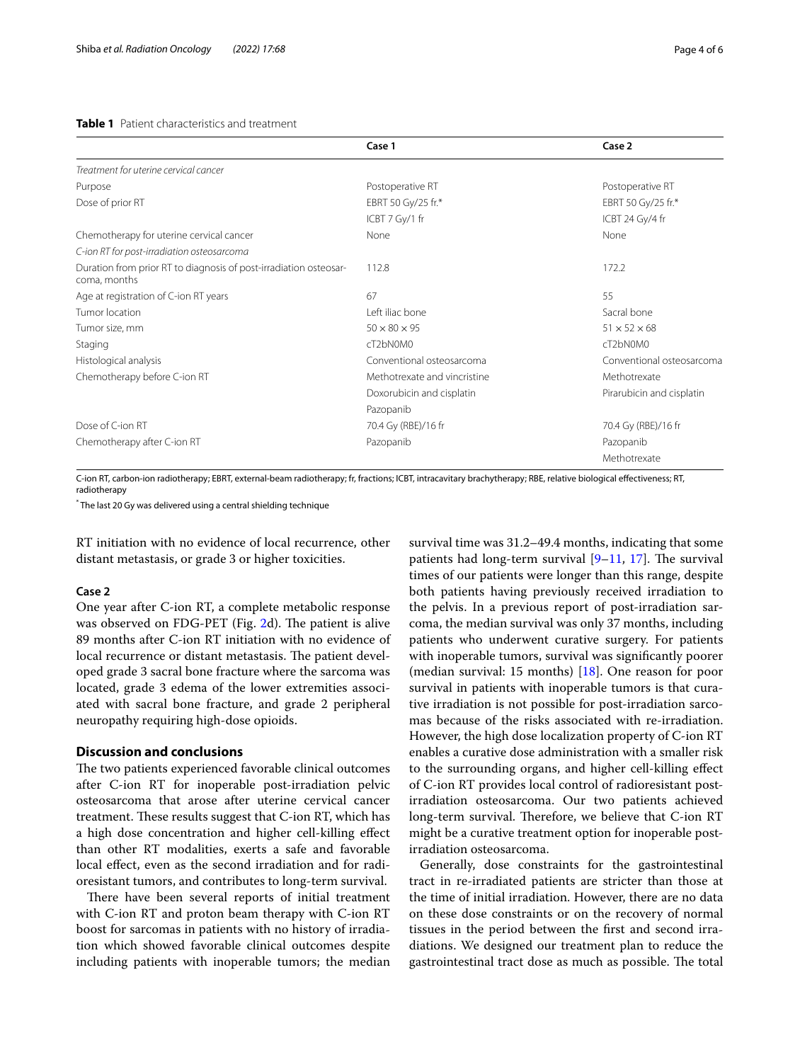**Table 1** Patient characteristics and treatment

| | Case 1 | Case 2 |
|---|---|---|
| *Treatment for uterine cervical cancer* | | |
| Purpose | Postoperative RT | Postoperative RT |
| Dose of prior RT | EBRT 50 Gy/25 fr.* | EBRT 50 Gy/25 fr.* |
| | ICBT 7 Gy/1 fr | ICBT 24 Gy/4 fr |
| Chemotherapy for uterine cervical cancer | None | None |
| *C-ion RT for post-irradiation osteosarcoma* | | |
| Duration from prior RT to diagnosis of post-irradiation osteosarcoma, months | 112.8 | 172.2 |
| Age at registration of C-ion RT years | 67 | 55 |
| Tumor location | Left iliac bone | Sacral bone |
| Tumor size, mm | 50 × 80 × 95 | 51 × 52 × 68 |
| Staging | cT2bN0M0 | cT2bN0M0 |
| Histological analysis | Conventional osteosarcoma | Conventional osteosarcoma |
| Chemotherapy before C-ion RT | Methotrexate and vincristine | Methotrexate |
| | Doxorubicin and cisplatin | Pirarubicin and cisplatin |
| | Pazopanib | |
| Dose of C-ion RT | 70.4 Gy (RBE)/16 fr | 70.4 Gy (RBE)/16 fr |
| Chemotherapy after C-ion RT | Pazopanib | Pazopanib |
| | | Methotrexate |

C-ion RT, carbon-ion radiotherapy; EBRT, external-beam radiotherapy; fr, fractions; ICBT, intracavitary brachytherapy; RBE, relative biological effectiveness; RT, radiotherapy

* The last 20 Gy was delivered using a central shielding technique

RT initiation with no evidence of local recurrence, other distant metastasis, or grade 3 or higher toxicities.

### Case 2

One year after C-ion RT, a complete metabolic response was observed on FDG-PET (Fig. 2d). The patient is alive 89 months after C-ion RT initiation with no evidence of local recurrence or distant metastasis. The patient developed grade 3 sacral bone fracture where the sarcoma was located, grade 3 edema of the lower extremities associated with sacral bone fracture, and grade 2 peripheral neuropathy requiring high-dose opioids.

## Discussion and conclusions

The two patients experienced favorable clinical outcomes after C-ion RT for inoperable post-irradiation pelvic osteosarcoma that arose after uterine cervical cancer treatment. These results suggest that C-ion RT, which has a high dose concentration and higher cell-killing effect than other RT modalities, exerts a safe and favorable local effect, even as the second irradiation and for radioresistant tumors, and contributes to long-term survival.

There have been several reports of initial treatment with C-ion RT and proton beam therapy with C-ion RT boost for sarcomas in patients with no history of irradiation which showed favorable clinical outcomes despite including patients with inoperable tumors; the median survival time was 31.2–49.4 months, indicating that some patients had long-term survival [9–11, 17]. The survival times of our patients were longer than this range, despite both patients having previously received irradiation to the pelvis. In a previous report of post-irradiation sarcoma, the median survival was only 37 months, including patients who underwent curative surgery. For patients with inoperable tumors, survival was significantly poorer (median survival: 15 months) [18]. One reason for poor survival in patients with inoperable tumors is that curative irradiation is not possible for post-irradiation sarcomas because of the risks associated with re-irradiation. However, the high dose localization property of C-ion RT enables a curative dose administration with a smaller risk to the surrounding organs, and higher cell-killing effect of C-ion RT provides local control of radioresistant post-irradiation osteosarcoma. Our two patients achieved long-term survival. Therefore, we believe that C-ion RT might be a curative treatment option for inoperable post-irradiation osteosarcoma.

Generally, dose constraints for the gastrointestinal tract in re-irradiated patients are stricter than those at the time of initial irradiation. However, there are no data on these dose constraints or on the recovery of normal tissues in the period between the first and second irradiations. We designed our treatment plan to reduce the gastrointestinal tract dose as much as possible. The total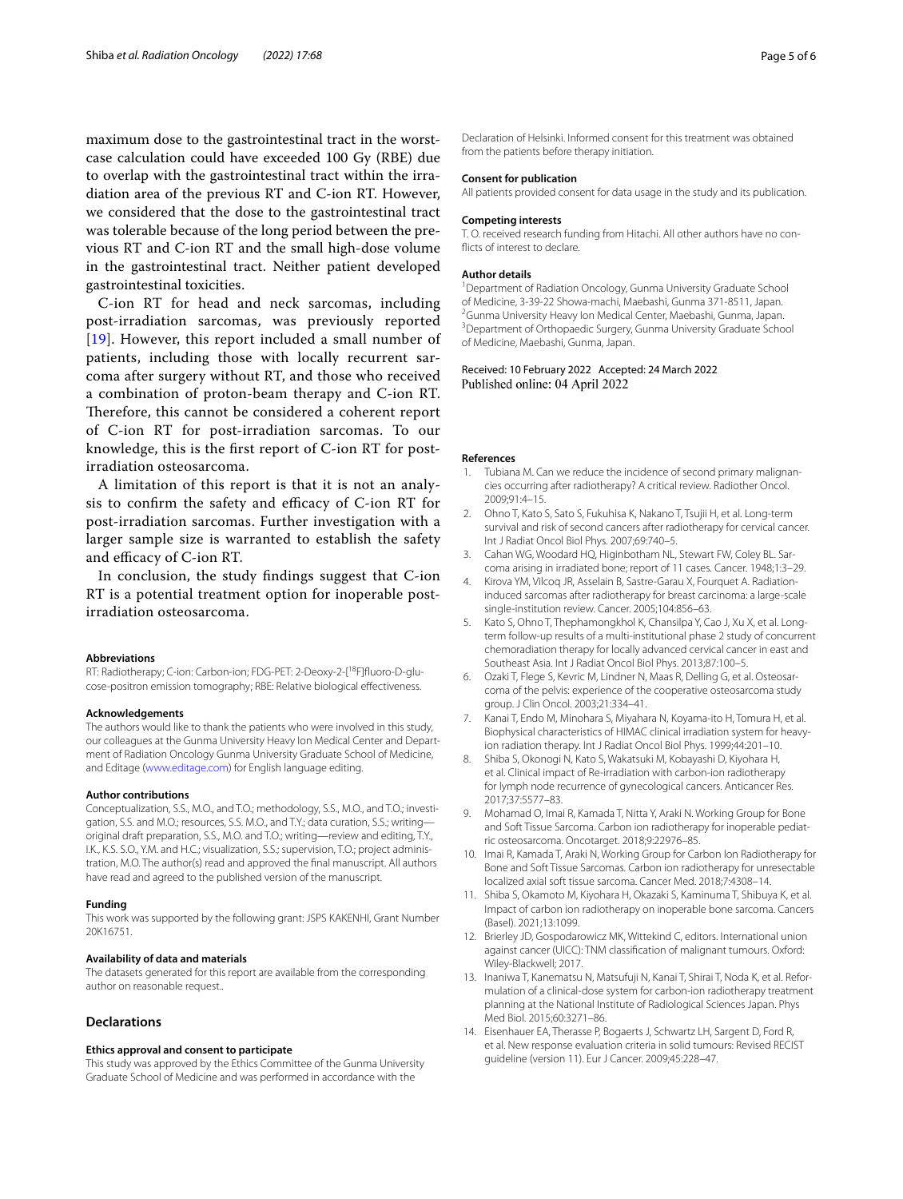maximum dose to the gastrointestinal tract in the worst-case calculation could have exceeded 100 Gy (RBE) due to overlap with the gastrointestinal tract within the irradiation area of the previous RT and C-ion RT. However, we considered that the dose to the gastrointestinal tract was tolerable because of the long period between the previous RT and C-ion RT and the small high-dose volume in the gastrointestinal tract. Neither patient developed gastrointestinal toxicities.

C-ion RT for head and neck sarcomas, including post-irradiation sarcomas, was previously reported [19]. However, this report included a small number of patients, including those with locally recurrent sarcoma after surgery without RT, and those who received a combination of proton-beam therapy and C-ion RT. Therefore, this cannot be considered a coherent report of C-ion RT for post-irradiation sarcomas. To our knowledge, this is the first report of C-ion RT for post-irradiation osteosarcoma.

A limitation of this report is that it is not an analysis to confirm the safety and efficacy of C-ion RT for post-irradiation sarcomas. Further investigation with a larger sample size is warranted to establish the safety and efficacy of C-ion RT.

In conclusion, the study findings suggest that C-ion RT is a potential treatment option for inoperable post-irradiation osteosarcoma.

#### Abbreviations

RT: Radiotherapy; C-ion: Carbon-ion; FDG-PET: 2-Deoxy-2-[$^{18}$F]fluoro-D-glucose-positron emission tomography; RBE: Relative biological effectiveness.

#### Acknowledgements

The authors would like to thank the patients who were involved in this study, our colleagues at the Gunma University Heavy Ion Medical Center and Department of Radiation Oncology Gunma University Graduate School of Medicine, and Editage (www.editage.com) for English language editing.

#### Author contributions

Conceptualization, S.S., M.O., and T.O.; methodology, S.S., M.O., and T.O.; investigation, S.S. and M.O.; resources, S.S. M.O., and T.Y.; data curation, S.S.; writing—original draft preparation, S.S., M.O. and T.O.; writing—review and editing, T.Y., I.K., K.S. S.O., Y.M. and H.C.; visualization, S.S.; supervision, T.O.; project administration, M.O. The author(s) read and approved the final manuscript. All authors have read and agreed to the published version of the manuscript.

#### Funding

This work was supported by the following grant: JSPS KAKENHI, Grant Number 20K16751.

#### Availability of data and materials

The datasets generated for this report are available from the corresponding author on reasonable request..

## Declarations

#### Ethics approval and consent to participate

This study was approved by the Ethics Committee of the Gunma University Graduate School of Medicine and was performed in accordance with the Declaration of Helsinki. Informed consent for this treatment was obtained from the patients before therapy initiation.

#### Consent for publication

All patients provided consent for data usage in the study and its publication.

#### Competing interests

T. O. received research funding from Hitachi. All other authors have no conflicts of interest to declare.

#### Author details

[1]Department of Radiation Oncology, Gunma University Graduate School of Medicine, 3-39-22 Showa-machi, Maebashi, Gunma 371-8511, Japan. [2]Gunma University Heavy Ion Medical Center, Maebashi, Gunma, Japan. [3]Department of Orthopaedic Surgery, Gunma University Graduate School of Medicine, Maebashi, Gunma, Japan.

Received: 10 February 2022 Accepted: 24 March 2022
Published online: 04 April 2022

#### References

1. Tubiana M. Can we reduce the incidence of second primary malignancies occurring after radiotherapy? A critical review. Radiother Oncol. 2009;91:4–15.
2. Ohno T, Kato S, Sato S, Fukuhisa K, Nakano T, Tsujii H, et al. Long-term survival and risk of second cancers after radiotherapy for cervical cancer. Int J Radiat Oncol Biol Phys. 2007;69:740–5.
3. Cahan WG, Woodard HQ, Higinbotham NL, Stewart FW, Coley BL. Sarcoma arising in irradiated bone; report of 11 cases. Cancer. 1948;1:3–29.
4. Kirova YM, Vilcoq JR, Asselain B, Sastre-Garau X, Fourquet A. Radiation-induced sarcomas after radiotherapy for breast carcinoma: a large-scale single-institution review. Cancer. 2005;104:856–63.
5. Kato S, Ohno T, Thephamongkhol K, Chansilpa Y, Cao J, Xu X, et al. Long-term follow-up results of a multi-institutional phase 2 study of concurrent chemoradiation therapy for locally advanced cervical cancer in east and Southeast Asia. Int J Radiat Oncol Biol Phys. 2013;87:100–5.
6. Ozaki T, Flege S, Kevric M, Lindner N, Maas R, Delling G, et al. Osteosarcoma of the pelvis: experience of the cooperative osteosarcoma study group. J Clin Oncol. 2003;21:334–41.
7. Kanai T, Endo M, Minohara S, Miyahara N, Koyama-ito H, Tomura H, et al. Biophysical characteristics of HIMAC clinical irradiation system for heavy-ion radiation therapy. Int J Radiat Oncol Biol Phys. 1999;44:201–10.
8. Shiba S, Okonogi N, Kato S, Wakatsuki M, Kobayashi D, Kiyohara H, et al. Clinical impact of Re-irradiation with carbon-ion radiotherapy for lymph node recurrence of gynecological cancers. Anticancer Res. 2017;37:5577–83.
9. Mohamad O, Imai R, Kamada T, Nitta Y, Araki N. Working Group for Bone and Soft Tissue Sarcoma. Carbon ion radiotherapy for inoperable pediatric osteosarcoma. Oncotarget. 2018;9:22976–85.
10. Imai R, Kamada T, Araki N, Working Group for Carbon Ion Radiotherapy for Bone and Soft Tissue Sarcomas. Carbon ion radiotherapy for unresectable localized axial soft tissue sarcoma. Cancer Med. 2018;7:4308–14.
11. Shiba S, Okamoto M, Kiyohara H, Okazaki S, Kaminuma T, Shibuya K, et al. Impact of carbon ion radiotherapy on inoperable bone sarcoma. Cancers (Basel). 2021;13:1099.
12. Brierley JD, Gospodarowicz MK, Wittekind C, editors. International union against cancer (UICC): TNM classification of malignant tumours. Oxford: Wiley-Blackwell; 2017.
13. Inaniwa T, Kanematsu N, Matsufuji N, Kanai T, Shirai T, Noda K, et al. Reformulation of a clinical-dose system for carbon-ion radiotherapy treatment planning at the National Institute of Radiological Sciences Japan. Phys Med Biol. 2015;60:3271–86.
14. Eisenhauer EA, Therasse P, Bogaerts J, Schwartz LH, Sargent D, Ford R, et al. New response evaluation criteria in solid tumours: Revised RECIST guideline (version 11). Eur J Cancer. 2009;45:228–47.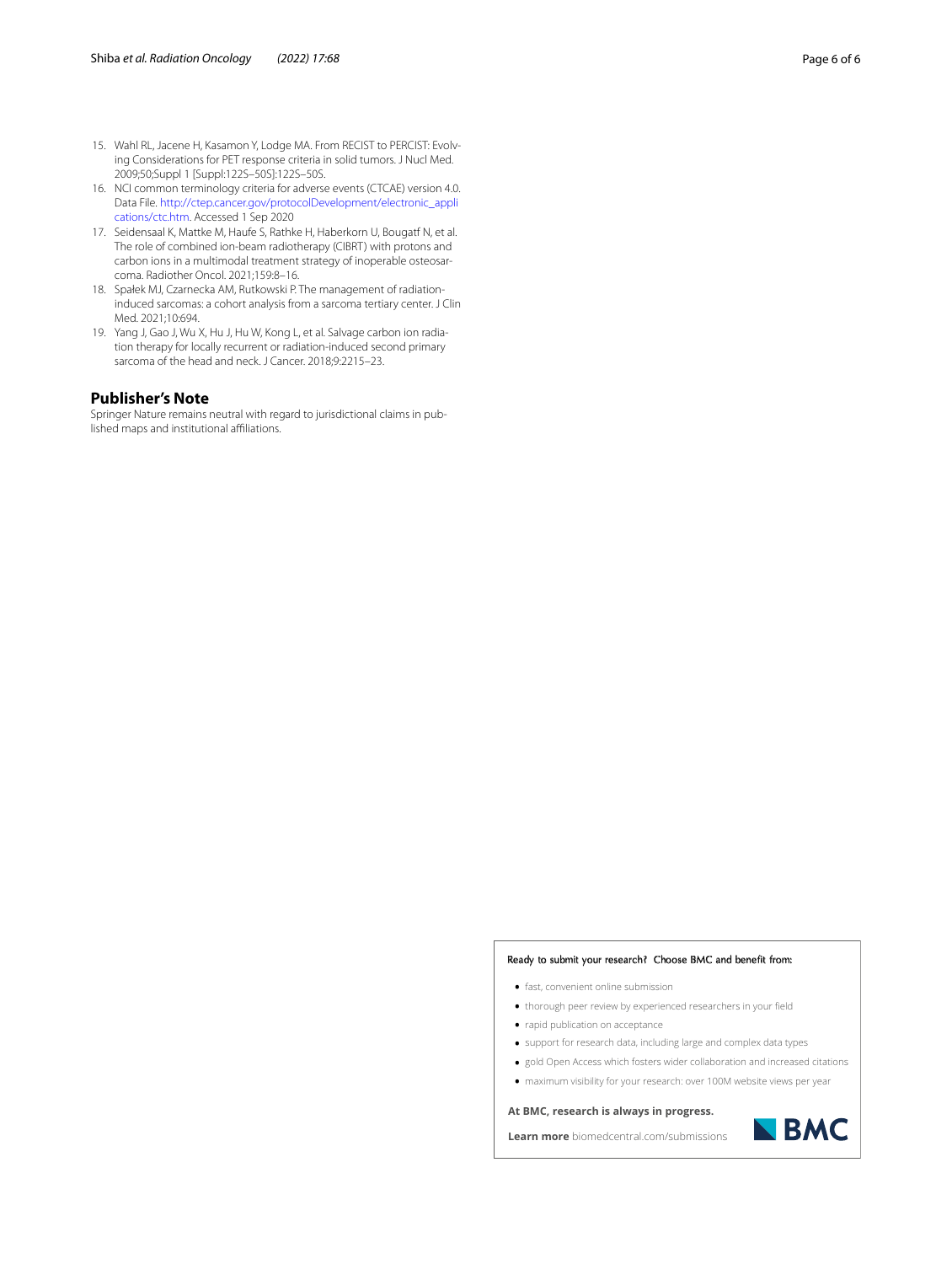15. Wahl RL, Jacene H, Kasamon Y, Lodge MA. From RECIST to PERCIST: Evolving Considerations for PET response criteria in solid tumors. J Nucl Med. 2009;50;Suppl 1 [Suppl:122S–50S]:122S–50S.
16. NCI common terminology criteria for adverse events (CTCAE) version 4.0. Data File. http://ctep.cancer.gov/protocolDevelopment/electronic_applications/ctc.htm. Accessed 1 Sep 2020
17. Seidensaal K, Mattke M, Haufe S, Rathke H, Haberkorn U, Bougatf N, et al. The role of combined ion-beam radiotherapy (CIBRT) with protons and carbon ions in a multimodal treatment strategy of inoperable osteosarcoma. Radiother Oncol. 2021;159:8–16.
18. Spałek MJ, Czarnecka AM, Rutkowski P. The management of radiation-induced sarcomas: a cohort analysis from a sarcoma tertiary center. J Clin Med. 2021;10:694.
19. Yang J, Gao J, Wu X, Hu J, Hu W, Kong L, et al. Salvage carbon ion radiation therapy for locally recurrent or radiation-induced second primary sarcoma of the head and neck. J Cancer. 2018;9:2215–23.

## Publisher's Note

Springer Nature remains neutral with regard to jurisdictional claims in published maps and institutional affiliations.

Ready to submit your research? Choose BMC and benefit from:

- fast, convenient online submission
- thorough peer review by experienced researchers in your field
- rapid publication on acceptance
- support for research data, including large and complex data types
- gold Open Access which fosters wider collaboration and increased citations
- maximum visibility for your research: over 100M website views per year

**At BMC, research is always in progress.**

**Learn more** biomedcentral.com/submissions

BMC